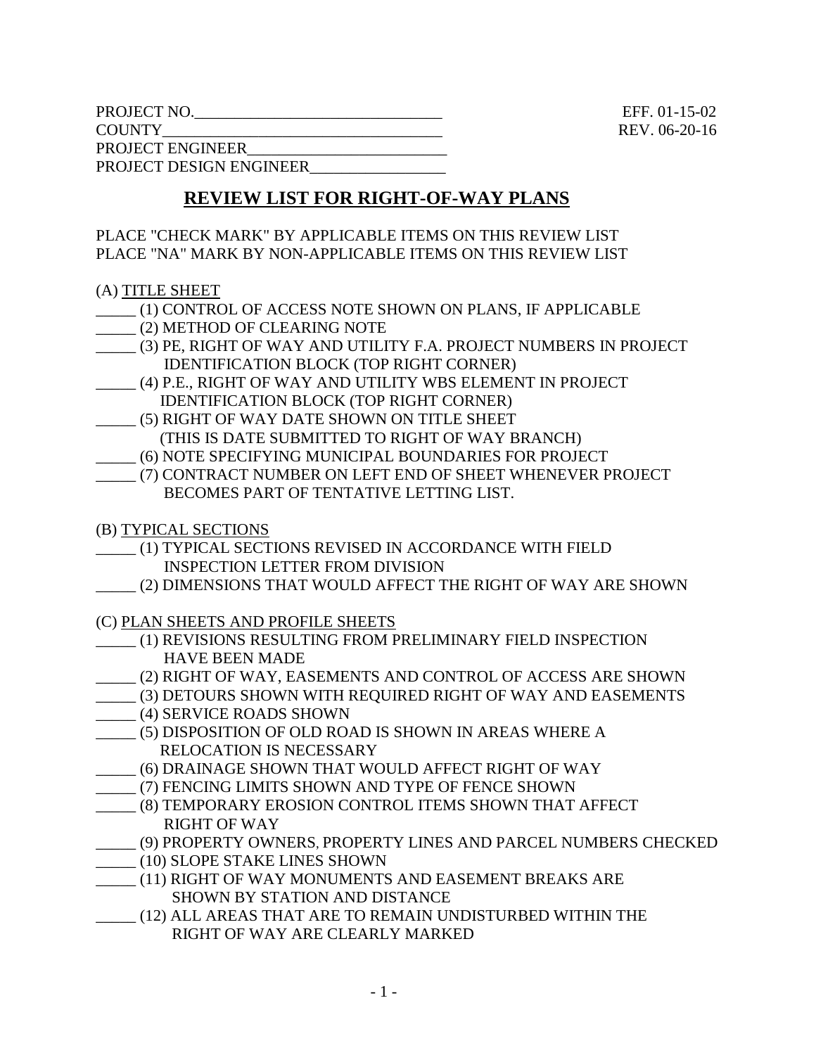PROJECT NO.______________________________ EFF. 01-15-02
COUNTY__________________________________ REV. 06-20-16
PROJECT ENGINEER________________________
PROJECT DESIGN ENGINEER________________

## REVIEW LIST FOR RIGHT-OF-WAY PLANS

PLACE "CHECK MARK" BY APPLICABLE ITEMS ON THIS REVIEW LIST
PLACE "NA" MARK BY NON-APPLICABLE ITEMS ON THIS REVIEW LIST

(A) TITLE SHEET

_____ (1) CONTROL OF ACCESS NOTE SHOWN ON PLANS, IF APPLICABLE
_____ (2) METHOD OF CLEARING NOTE
_____ (3) PE, RIGHT OF WAY AND UTILITY F.A. PROJECT NUMBERS IN PROJECT IDENTIFICATION BLOCK (TOP RIGHT CORNER)
_____ (4) P.E., RIGHT OF WAY AND UTILITY WBS ELEMENT IN PROJECT IDENTIFICATION BLOCK (TOP RIGHT CORNER)
_____ (5) RIGHT OF WAY DATE SHOWN ON TITLE SHEET (THIS IS DATE SUBMITTED TO RIGHT OF WAY BRANCH)
_____ (6) NOTE SPECIFYING MUNICIPAL BOUNDARIES FOR PROJECT
_____ (7) CONTRACT NUMBER ON LEFT END OF SHEET WHENEVER PROJECT BECOMES PART OF TENTATIVE LETTING LIST.

(B) TYPICAL SECTIONS

_____ (1) TYPICAL SECTIONS REVISED IN ACCORDANCE WITH FIELD INSPECTION LETTER FROM DIVISION
_____ (2) DIMENSIONS THAT WOULD AFFECT THE RIGHT OF WAY ARE SHOWN

(C) PLAN SHEETS AND PROFILE SHEETS

_____ (1) REVISIONS RESULTING FROM PRELIMINARY FIELD INSPECTION HAVE BEEN MADE
_____ (2) RIGHT OF WAY, EASEMENTS AND CONTROL OF ACCESS ARE SHOWN
_____ (3) DETOURS SHOWN WITH REQUIRED RIGHT OF WAY AND EASEMENTS
_____ (4) SERVICE ROADS SHOWN
_____ (5) DISPOSITION OF OLD ROAD IS SHOWN IN AREAS WHERE A RELOCATION IS NECESSARY
_____ (6) DRAINAGE SHOWN THAT WOULD AFFECT RIGHT OF WAY
_____ (7) FENCING LIMITS SHOWN AND TYPE OF FENCE SHOWN
_____ (8) TEMPORARY EROSION CONTROL ITEMS SHOWN THAT AFFECT RIGHT OF WAY
_____ (9) PROPERTY OWNERS, PROPERTY LINES AND PARCEL NUMBERS CHECKED
_____ (10) SLOPE STAKE LINES SHOWN
_____ (11) RIGHT OF WAY MONUMENTS AND EASEMENT BREAKS ARE SHOWN BY STATION AND DISTANCE
_____ (12) ALL AREAS THAT ARE TO REMAIN UNDISTURBED WITHIN THE RIGHT OF WAY ARE CLEARLY MARKED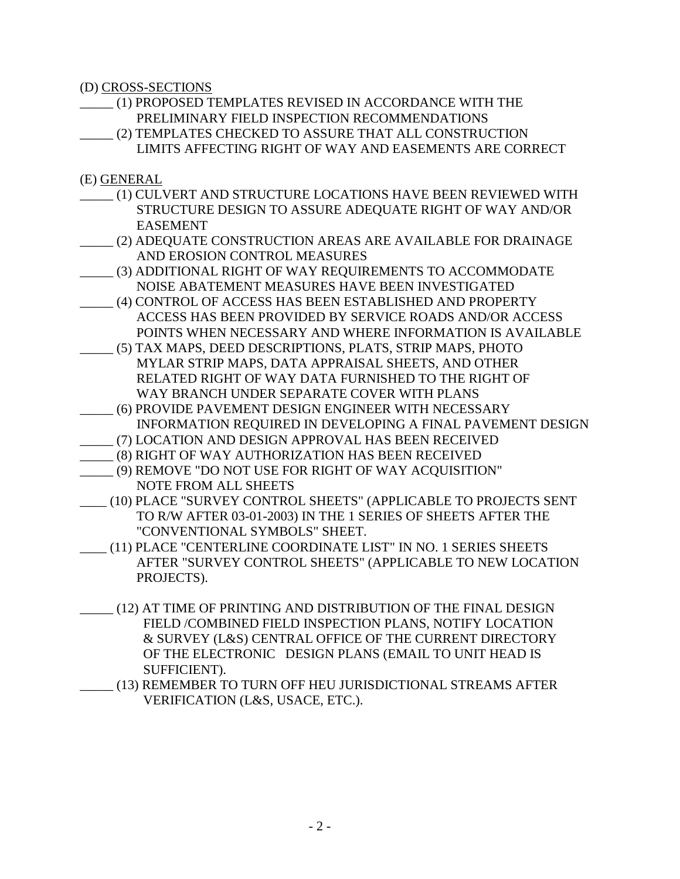(D) <u>CROSS-SECTIONS</u>

_____ (1) PROPOSED TEMPLATES REVISED IN ACCORDANCE WITH THE PRELIMINARY FIELD INSPECTION RECOMMENDATIONS

_____ (2) TEMPLATES CHECKED TO ASSURE THAT ALL CONSTRUCTION LIMITS AFFECTING RIGHT OF WAY AND EASEMENTS ARE CORRECT

(E) <u>GENERAL</u>

_____ (1) CULVERT AND STRUCTURE LOCATIONS HAVE BEEN REVIEWED WITH STRUCTURE DESIGN TO ASSURE ADEQUATE RIGHT OF WAY AND/OR EASEMENT

_____ (2) ADEQUATE CONSTRUCTION AREAS ARE AVAILABLE FOR DRAINAGE AND EROSION CONTROL MEASURES

_____ (3) ADDITIONAL RIGHT OF WAY REQUIREMENTS TO ACCOMMODATE NOISE ABATEMENT MEASURES HAVE BEEN INVESTIGATED

_____ (4) CONTROL OF ACCESS HAS BEEN ESTABLISHED AND PROPERTY ACCESS HAS BEEN PROVIDED BY SERVICE ROADS AND/OR ACCESS POINTS WHEN NECESSARY AND WHERE INFORMATION IS AVAILABLE

_____ (5) TAX MAPS, DEED DESCRIPTIONS, PLATS, STRIP MAPS, PHOTO MYLAR STRIP MAPS, DATA APPRAISAL SHEETS, AND OTHER RELATED RIGHT OF WAY DATA FURNISHED TO THE RIGHT OF WAY BRANCH UNDER SEPARATE COVER WITH PLANS

_____ (6) PROVIDE PAVEMENT DESIGN ENGINEER WITH NECESSARY INFORMATION REQUIRED IN DEVELOPING A FINAL PAVEMENT DESIGN

_____ (7) LOCATION AND DESIGN APPROVAL HAS BEEN RECEIVED

_____ (8) RIGHT OF WAY AUTHORIZATION HAS BEEN RECEIVED

_____ (9) REMOVE "DO NOT USE FOR RIGHT OF WAY ACQUISITION" NOTE FROM ALL SHEETS

____ (10) PLACE "SURVEY CONTROL SHEETS" (APPLICABLE TO PROJECTS SENT TO R/W AFTER 03-01-2003) IN THE 1 SERIES OF SHEETS AFTER THE "CONVENTIONAL SYMBOLS" SHEET.

____ (11) PLACE "CENTERLINE COORDINATE LIST" IN NO. 1 SERIES SHEETS AFTER "SURVEY CONTROL SHEETS" (APPLICABLE TO NEW LOCATION PROJECTS).

_____ (12) AT TIME OF PRINTING AND DISTRIBUTION OF THE FINAL DESIGN FIELD /COMBINED FIELD INSPECTION PLANS, NOTIFY LOCATION & SURVEY (L&S) CENTRAL OFFICE OF THE CURRENT DIRECTORY OF THE ELECTRONIC DESIGN PLANS (EMAIL TO UNIT HEAD IS SUFFICIENT).

_____ (13) REMEMBER TO TURN OFF HEU JURISDICTIONAL STREAMS AFTER VERIFICATION (L&S, USACE, ETC.).